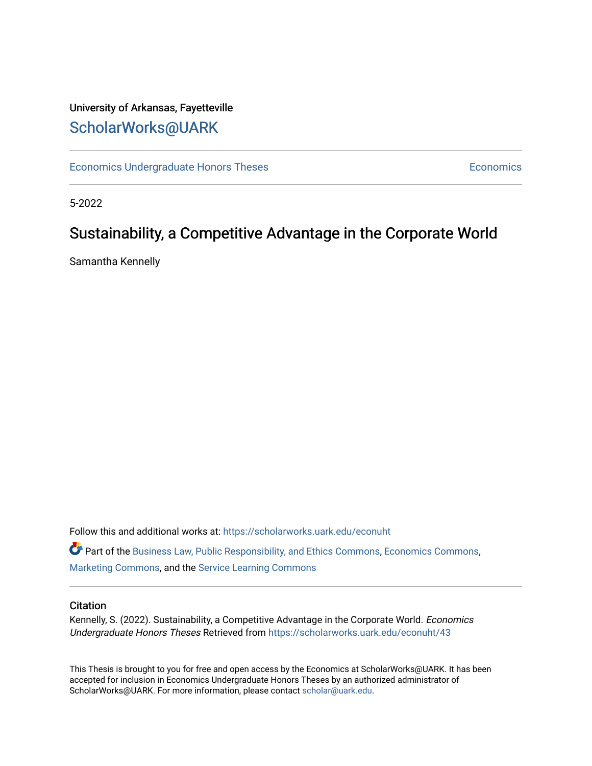University of Arkansas, Fayetteville

# ScholarWorks@UARK

Economics Undergraduate Honors Theses

Economics

5-2022

## Sustainability, a Competitive Advantage in the Corporate World

Samantha Kennelly

Follow this and additional works at: https://scholarworks.uark.edu/econuht

Part of the Business Law, Public Responsibility, and Ethics Commons, Economics Commons, Marketing Commons, and the Service Learning Commons

### Citation

Kennelly, S. (2022). Sustainability, a Competitive Advantage in the Corporate World. *Economics Undergraduate Honors Theses* Retrieved from https://scholarworks.uark.edu/econuht/43

This Thesis is brought to you for free and open access by the Economics at ScholarWorks@UARK. It has been accepted for inclusion in Economics Undergraduate Honors Theses by an authorized administrator of ScholarWorks@UARK. For more information, please contact scholar@uark.edu.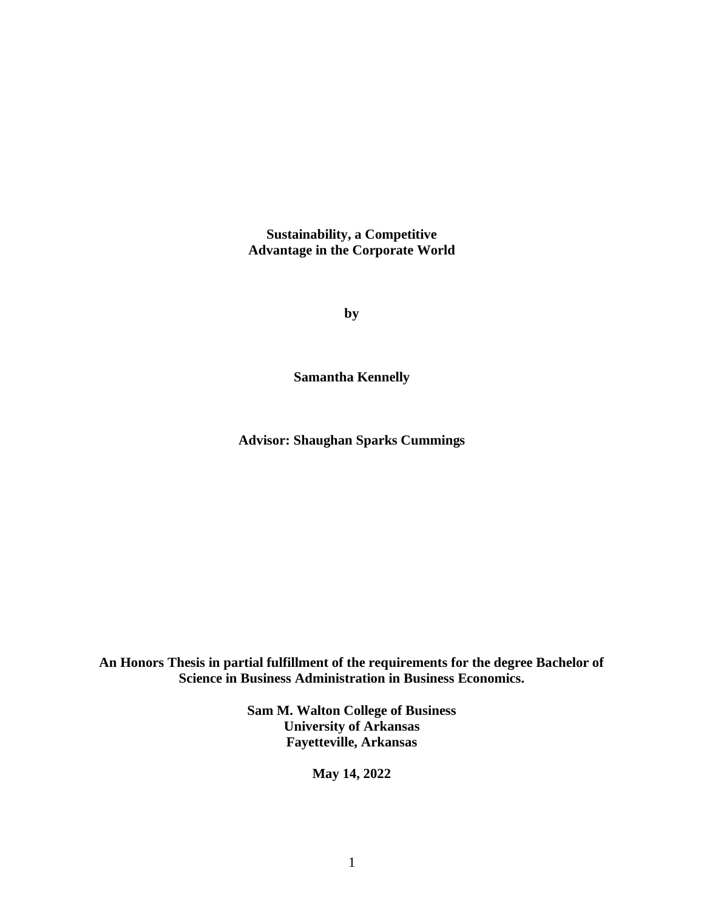**Sustainability, a Competitive Advantage in the Corporate World**

**by**

**Samantha Kennelly**

**Advisor: Shaughan Sparks Cummings**

**An Honors Thesis in partial fulfillment of the requirements for the degree Bachelor of Science in Business Administration in Business Economics.**

**Sam M. Walton College of Business**
**University of Arkansas**
**Fayetteville, Arkansas**

**May 14, 2022**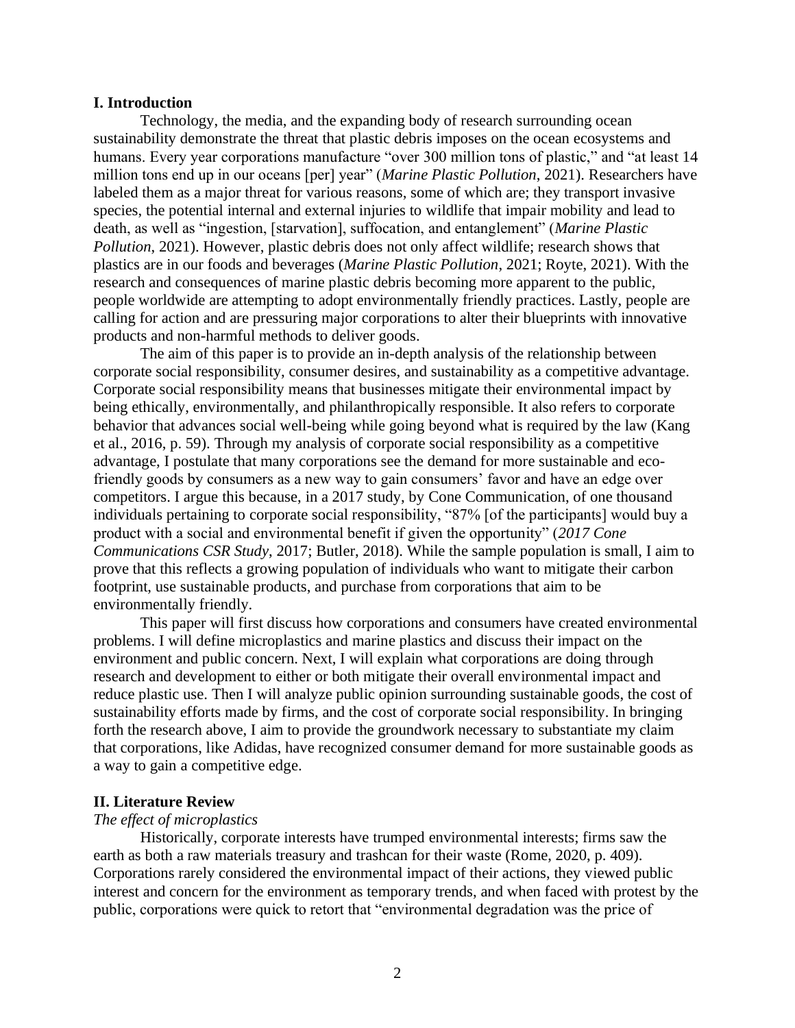## I. Introduction

Technology, the media, and the expanding body of research surrounding ocean sustainability demonstrate the threat that plastic debris imposes on the ocean ecosystems and humans. Every year corporations manufacture "over 300 million tons of plastic," and "at least 14 million tons end up in our oceans [per] year" (*Marine Plastic Pollution*, 2021). Researchers have labeled them as a major threat for various reasons, some of which are; they transport invasive species, the potential internal and external injuries to wildlife that impair mobility and lead to death, as well as "ingestion, [starvation], suffocation, and entanglement" (*Marine Plastic Pollution*, 2021). However, plastic debris does not only affect wildlife; research shows that plastics are in our foods and beverages (*Marine Plastic Pollution*, 2021; Royte, 2021). With the research and consequences of marine plastic debris becoming more apparent to the public, people worldwide are attempting to adopt environmentally friendly practices. Lastly, people are calling for action and are pressuring major corporations to alter their blueprints with innovative products and non-harmful methods to deliver goods.

The aim of this paper is to provide an in-depth analysis of the relationship between corporate social responsibility, consumer desires, and sustainability as a competitive advantage. Corporate social responsibility means that businesses mitigate their environmental impact by being ethically, environmentally, and philanthropically responsible. It also refers to corporate behavior that advances social well-being while going beyond what is required by the law (Kang et al., 2016, p. 59). Through my analysis of corporate social responsibility as a competitive advantage, I postulate that many corporations see the demand for more sustainable and eco-friendly goods by consumers as a new way to gain consumers' favor and have an edge over competitors. I argue this because, in a 2017 study, by Cone Communication, of one thousand individuals pertaining to corporate social responsibility, "87% [of the participants] would buy a product with a social and environmental benefit if given the opportunity" (*2017 Cone Communications CSR Study*, 2017; Butler, 2018). While the sample population is small, I aim to prove that this reflects a growing population of individuals who want to mitigate their carbon footprint, use sustainable products, and purchase from corporations that aim to be environmentally friendly.

This paper will first discuss how corporations and consumers have created environmental problems. I will define microplastics and marine plastics and discuss their impact on the environment and public concern. Next, I will explain what corporations are doing through research and development to either or both mitigate their overall environmental impact and reduce plastic use. Then I will analyze public opinion surrounding sustainable goods, the cost of sustainability efforts made by firms, and the cost of corporate social responsibility. In bringing forth the research above, I aim to provide the groundwork necessary to substantiate my claim that corporations, like Adidas, have recognized consumer demand for more sustainable goods as a way to gain a competitive edge.

## II. Literature Review

### *The effect of microplastics*

Historically, corporate interests have trumped environmental interests; firms saw the earth as both a raw materials treasury and trashcan for their waste (Rome, 2020, p. 409). Corporations rarely considered the environmental impact of their actions, they viewed public interest and concern for the environment as temporary trends, and when faced with protest by the public, corporations were quick to retort that "environmental degradation was the price of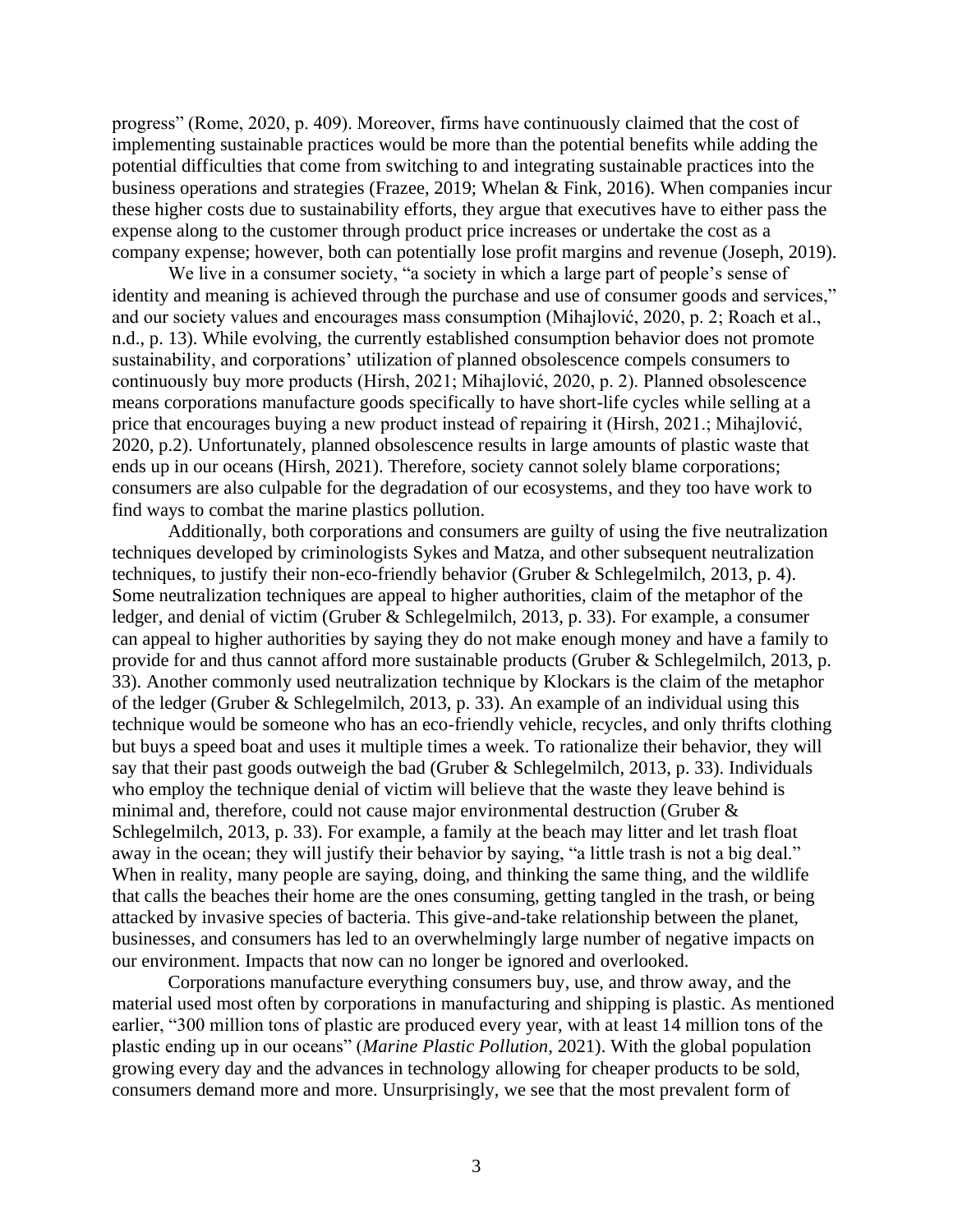progress" (Rome, 2020, p. 409). Moreover, firms have continuously claimed that the cost of implementing sustainable practices would be more than the potential benefits while adding the potential difficulties that come from switching to and integrating sustainable practices into the business operations and strategies (Frazee, 2019; Whelan & Fink, 2016). When companies incur these higher costs due to sustainability efforts, they argue that executives have to either pass the expense along to the customer through product price increases or undertake the cost as a company expense; however, both can potentially lose profit margins and revenue (Joseph, 2019).

We live in a consumer society, "a society in which a large part of people's sense of identity and meaning is achieved through the purchase and use of consumer goods and services," and our society values and encourages mass consumption (Mihajlović, 2020, p. 2; Roach et al., n.d., p. 13). While evolving, the currently established consumption behavior does not promote sustainability, and corporations' utilization of planned obsolescence compels consumers to continuously buy more products (Hirsh, 2021; Mihajlović, 2020, p. 2). Planned obsolescence means corporations manufacture goods specifically to have short-life cycles while selling at a price that encourages buying a new product instead of repairing it (Hirsh, 2021.; Mihajlović, 2020, p.2). Unfortunately, planned obsolescence results in large amounts of plastic waste that ends up in our oceans (Hirsh, 2021). Therefore, society cannot solely blame corporations; consumers are also culpable for the degradation of our ecosystems, and they too have work to find ways to combat the marine plastics pollution.

Additionally, both corporations and consumers are guilty of using the five neutralization techniques developed by criminologists Sykes and Matza, and other subsequent neutralization techniques, to justify their non-eco-friendly behavior (Gruber & Schlegelmilch, 2013, p. 4). Some neutralization techniques are appeal to higher authorities, claim of the metaphor of the ledger, and denial of victim (Gruber & Schlegelmilch, 2013, p. 33). For example, a consumer can appeal to higher authorities by saying they do not make enough money and have a family to provide for and thus cannot afford more sustainable products (Gruber & Schlegelmilch, 2013, p. 33). Another commonly used neutralization technique by Klockars is the claim of the metaphor of the ledger (Gruber & Schlegelmilch, 2013, p. 33). An example of an individual using this technique would be someone who has an eco-friendly vehicle, recycles, and only thrifts clothing but buys a speed boat and uses it multiple times a week. To rationalize their behavior, they will say that their past goods outweigh the bad (Gruber & Schlegelmilch, 2013, p. 33). Individuals who employ the technique denial of victim will believe that the waste they leave behind is minimal and, therefore, could not cause major environmental destruction (Gruber & Schlegelmilch, 2013, p. 33). For example, a family at the beach may litter and let trash float away in the ocean; they will justify their behavior by saying, "a little trash is not a big deal." When in reality, many people are saying, doing, and thinking the same thing, and the wildlife that calls the beaches their home are the ones consuming, getting tangled in the trash, or being attacked by invasive species of bacteria. This give-and-take relationship between the planet, businesses, and consumers has led to an overwhelmingly large number of negative impacts on our environment. Impacts that now can no longer be ignored and overlooked.

Corporations manufacture everything consumers buy, use, and throw away, and the material used most often by corporations in manufacturing and shipping is plastic. As mentioned earlier, "300 million tons of plastic are produced every year, with at least 14 million tons of the plastic ending up in our oceans" (*Marine Plastic Pollution*, 2021). With the global population growing every day and the advances in technology allowing for cheaper products to be sold, consumers demand more and more. Unsurprisingly, we see that the most prevalent form of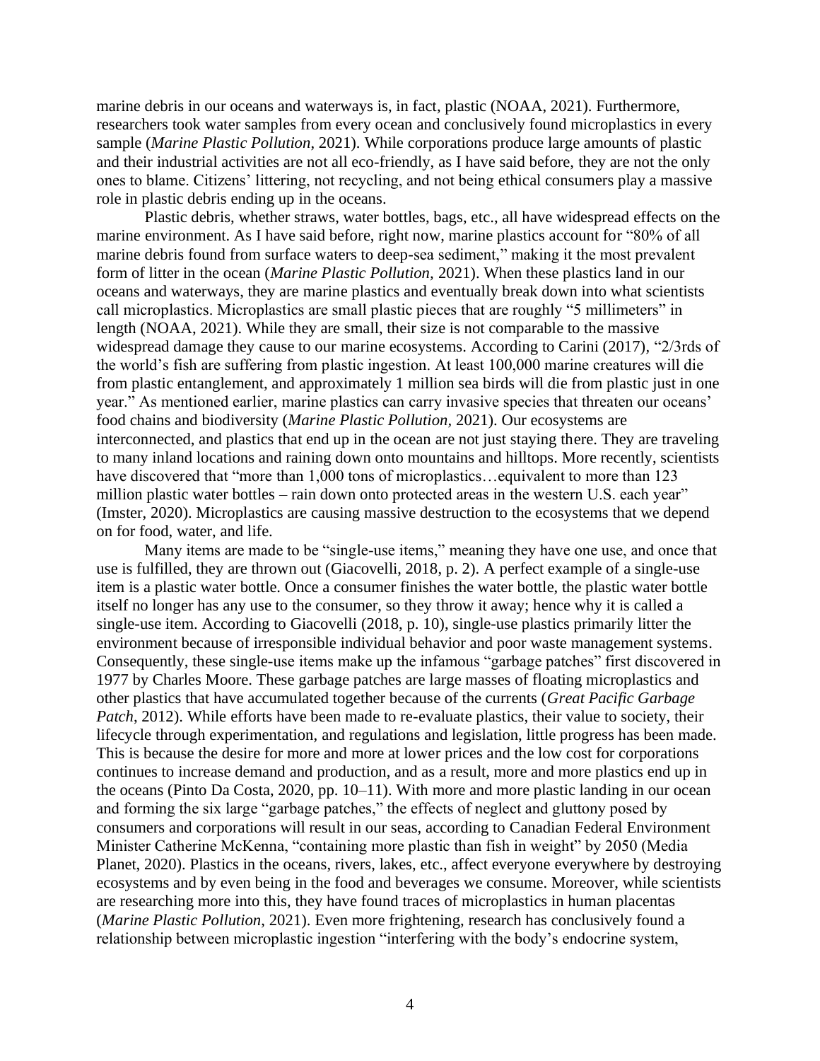marine debris in our oceans and waterways is, in fact, plastic (NOAA, 2021). Furthermore, researchers took water samples from every ocean and conclusively found microplastics in every sample (*Marine Plastic Pollution*, 2021). While corporations produce large amounts of plastic and their industrial activities are not all eco-friendly, as I have said before, they are not the only ones to blame. Citizens' littering, not recycling, and not being ethical consumers play a massive role in plastic debris ending up in the oceans.

Plastic debris, whether straws, water bottles, bags, etc., all have widespread effects on the marine environment. As I have said before, right now, marine plastics account for "80% of all marine debris found from surface waters to deep-sea sediment," making it the most prevalent form of litter in the ocean (*Marine Plastic Pollution*, 2021). When these plastics land in our oceans and waterways, they are marine plastics and eventually break down into what scientists call microplastics. Microplastics are small plastic pieces that are roughly "5 millimeters" in length (NOAA, 2021). While they are small, their size is not comparable to the massive widespread damage they cause to our marine ecosystems. According to Carini (2017), "2/3rds of the world's fish are suffering from plastic ingestion. At least 100,000 marine creatures will die from plastic entanglement, and approximately 1 million sea birds will die from plastic just in one year." As mentioned earlier, marine plastics can carry invasive species that threaten our oceans' food chains and biodiversity (*Marine Plastic Pollution*, 2021). Our ecosystems are interconnected, and plastics that end up in the ocean are not just staying there. They are traveling to many inland locations and raining down onto mountains and hilltops. More recently, scientists have discovered that "more than 1,000 tons of microplastics…equivalent to more than 123 million plastic water bottles – rain down onto protected areas in the western U.S. each year" (Imster, 2020). Microplastics are causing massive destruction to the ecosystems that we depend on for food, water, and life.

Many items are made to be "single-use items," meaning they have one use, and once that use is fulfilled, they are thrown out (Giacovelli, 2018, p. 2). A perfect example of a single-use item is a plastic water bottle. Once a consumer finishes the water bottle, the plastic water bottle itself no longer has any use to the consumer, so they throw it away; hence why it is called a single-use item. According to Giacovelli (2018, p. 10), single-use plastics primarily litter the environment because of irresponsible individual behavior and poor waste management systems. Consequently, these single-use items make up the infamous "garbage patches" first discovered in 1977 by Charles Moore. These garbage patches are large masses of floating microplastics and other plastics that have accumulated together because of the currents (*Great Pacific Garbage Patch*, 2012). While efforts have been made to re-evaluate plastics, their value to society, their lifecycle through experimentation, and regulations and legislation, little progress has been made. This is because the desire for more and more at lower prices and the low cost for corporations continues to increase demand and production, and as a result, more and more plastics end up in the oceans (Pinto Da Costa, 2020, pp. 10–11). With more and more plastic landing in our ocean and forming the six large "garbage patches," the effects of neglect and gluttony posed by consumers and corporations will result in our seas, according to Canadian Federal Environment Minister Catherine McKenna, "containing more plastic than fish in weight" by 2050 (Media Planet, 2020). Plastics in the oceans, rivers, lakes, etc., affect everyone everywhere by destroying ecosystems and by even being in the food and beverages we consume. Moreover, while scientists are researching more into this, they have found traces of microplastics in human placentas (*Marine Plastic Pollution*, 2021). Even more frightening, research has conclusively found a relationship between microplastic ingestion "interfering with the body's endocrine system,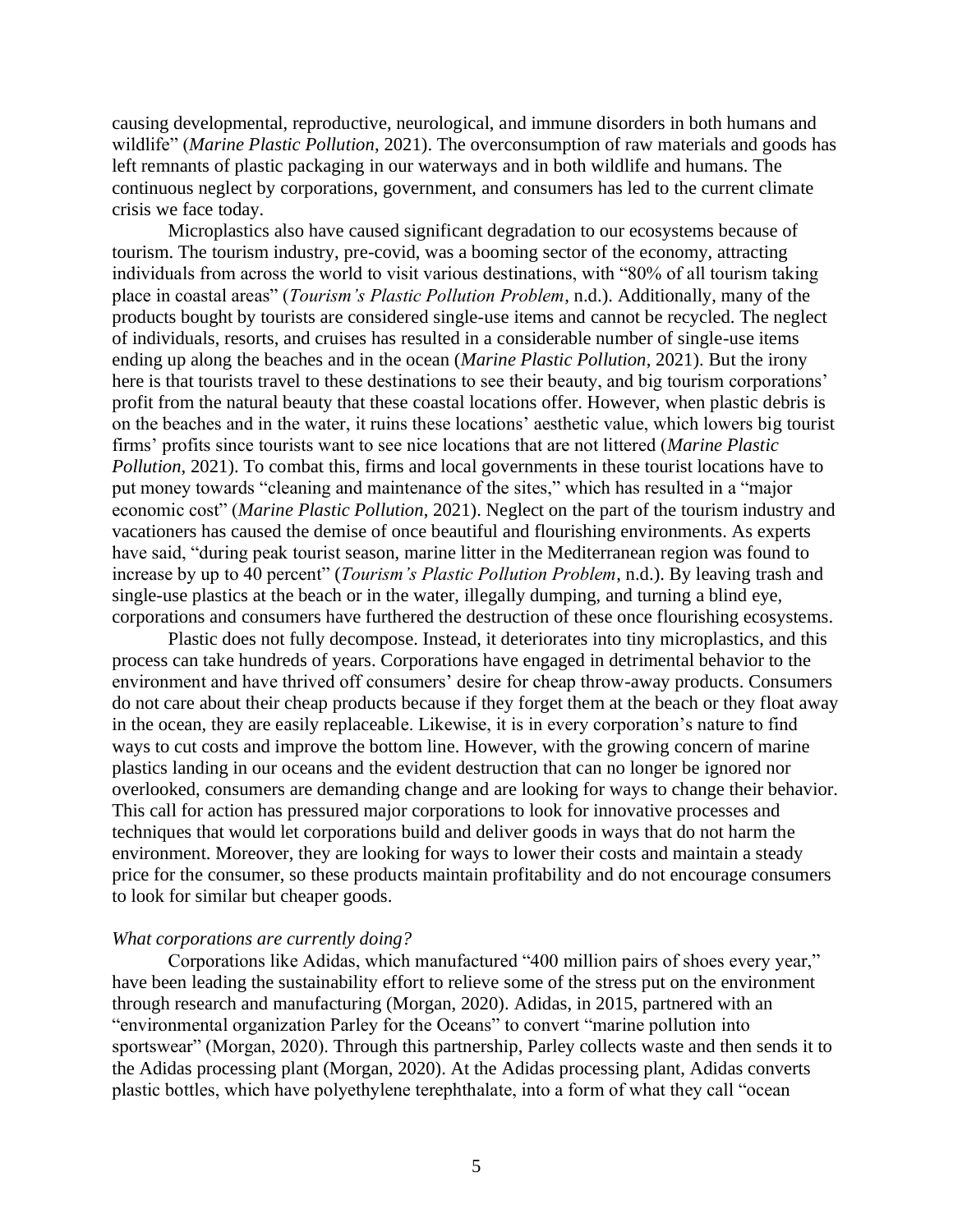causing developmental, reproductive, neurological, and immune disorders in both humans and wildlife" (*Marine Plastic Pollution*, 2021). The overconsumption of raw materials and goods has left remnants of plastic packaging in our waterways and in both wildlife and humans. The continuous neglect by corporations, government, and consumers has led to the current climate crisis we face today.

Microplastics also have caused significant degradation to our ecosystems because of tourism. The tourism industry, pre-covid, was a booming sector of the economy, attracting individuals from across the world to visit various destinations, with "80% of all tourism taking place in coastal areas" (*Tourism's Plastic Pollution Problem*, n.d.). Additionally, many of the products bought by tourists are considered single-use items and cannot be recycled. The neglect of individuals, resorts, and cruises has resulted in a considerable number of single-use items ending up along the beaches and in the ocean (*Marine Plastic Pollution*, 2021). But the irony here is that tourists travel to these destinations to see their beauty, and big tourism corporations' profit from the natural beauty that these coastal locations offer. However, when plastic debris is on the beaches and in the water, it ruins these locations' aesthetic value, which lowers big tourist firms' profits since tourists want to see nice locations that are not littered (*Marine Plastic Pollution*, 2021). To combat this, firms and local governments in these tourist locations have to put money towards "cleaning and maintenance of the sites," which has resulted in a "major economic cost" (*Marine Plastic Pollution*, 2021). Neglect on the part of the tourism industry and vacationers has caused the demise of once beautiful and flourishing environments. As experts have said, "during peak tourist season, marine litter in the Mediterranean region was found to increase by up to 40 percent" (*Tourism's Plastic Pollution Problem*, n.d.). By leaving trash and single-use plastics at the beach or in the water, illegally dumping, and turning a blind eye, corporations and consumers have furthered the destruction of these once flourishing ecosystems.

Plastic does not fully decompose. Instead, it deteriorates into tiny microplastics, and this process can take hundreds of years. Corporations have engaged in detrimental behavior to the environment and have thrived off consumers' desire for cheap throw-away products. Consumers do not care about their cheap products because if they forget them at the beach or they float away in the ocean, they are easily replaceable. Likewise, it is in every corporation's nature to find ways to cut costs and improve the bottom line. However, with the growing concern of marine plastics landing in our oceans and the evident destruction that can no longer be ignored nor overlooked, consumers are demanding change and are looking for ways to change their behavior. This call for action has pressured major corporations to look for innovative processes and techniques that would let corporations build and deliver goods in ways that do not harm the environment. Moreover, they are looking for ways to lower their costs and maintain a steady price for the consumer, so these products maintain profitability and do not encourage consumers to look for similar but cheaper goods.

*What corporations are currently doing?*

Corporations like Adidas, which manufactured "400 million pairs of shoes every year," have been leading the sustainability effort to relieve some of the stress put on the environment through research and manufacturing (Morgan, 2020). Adidas, in 2015, partnered with an "environmental organization Parley for the Oceans" to convert "marine pollution into sportswear" (Morgan, 2020). Through this partnership, Parley collects waste and then sends it to the Adidas processing plant (Morgan, 2020). At the Adidas processing plant, Adidas converts plastic bottles, which have polyethylene terephthalate, into a form of what they call "ocean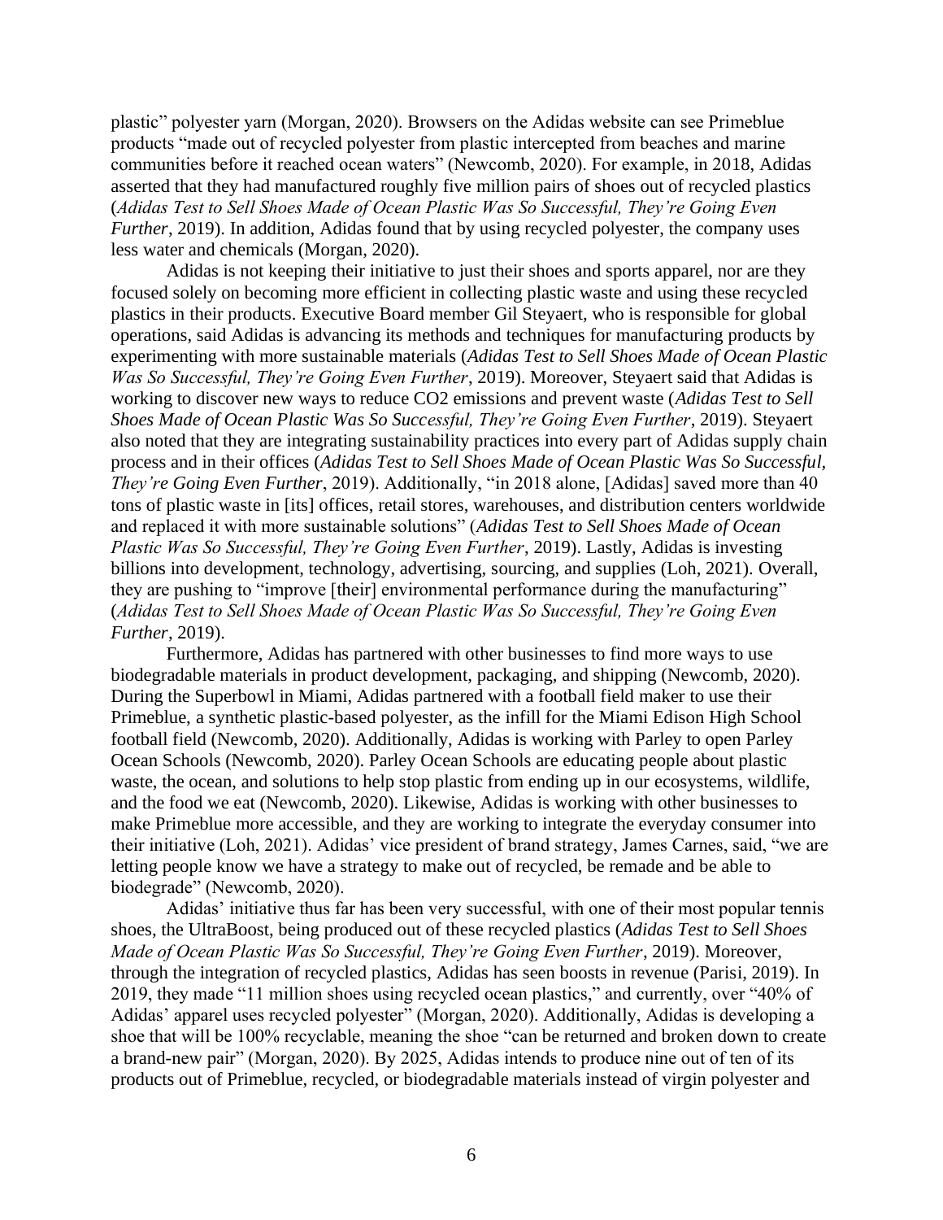plastic" polyester yarn (Morgan, 2020). Browsers on the Adidas website can see Primeblue products "made out of recycled polyester from plastic intercepted from beaches and marine communities before it reached ocean waters" (Newcomb, 2020). For example, in 2018, Adidas asserted that they had manufactured roughly five million pairs of shoes out of recycled plastics (*Adidas Test to Sell Shoes Made of Ocean Plastic Was So Successful, They're Going Even Further*, 2019). In addition, Adidas found that by using recycled polyester, the company uses less water and chemicals (Morgan, 2020).

Adidas is not keeping their initiative to just their shoes and sports apparel, nor are they focused solely on becoming more efficient in collecting plastic waste and using these recycled plastics in their products. Executive Board member Gil Steyaert, who is responsible for global operations, said Adidas is advancing its methods and techniques for manufacturing products by experimenting with more sustainable materials (*Adidas Test to Sell Shoes Made of Ocean Plastic Was So Successful, They're Going Even Further*, 2019). Moreover, Steyaert said that Adidas is working to discover new ways to reduce $CO_2$ emissions and prevent waste (*Adidas Test to Sell Shoes Made of Ocean Plastic Was So Successful, They're Going Even Further*, 2019). Steyaert also noted that they are integrating sustainability practices into every part of Adidas supply chain process and in their offices (*Adidas Test to Sell Shoes Made of Ocean Plastic Was So Successful, They're Going Even Further*, 2019). Additionally, "in 2018 alone, [Adidas] saved more than 40 tons of plastic waste in [its] offices, retail stores, warehouses, and distribution centers worldwide and replaced it with more sustainable solutions" (*Adidas Test to Sell Shoes Made of Ocean Plastic Was So Successful, They're Going Even Further*, 2019). Lastly, Adidas is investing billions into development, technology, advertising, sourcing, and supplies (Loh, 2021). Overall, they are pushing to "improve [their] environmental performance during the manufacturing" (*Adidas Test to Sell Shoes Made of Ocean Plastic Was So Successful, They're Going Even Further*, 2019).

Furthermore, Adidas has partnered with other businesses to find more ways to use biodegradable materials in product development, packaging, and shipping (Newcomb, 2020). During the Superbowl in Miami, Adidas partnered with a football field maker to use their Primeblue, a synthetic plastic-based polyester, as the infill for the Miami Edison High School football field (Newcomb, 2020). Additionally, Adidas is working with Parley to open Parley Ocean Schools (Newcomb, 2020). Parley Ocean Schools are educating people about plastic waste, the ocean, and solutions to help stop plastic from ending up in our ecosystems, wildlife, and the food we eat (Newcomb, 2020). Likewise, Adidas is working with other businesses to make Primeblue more accessible, and they are working to integrate the everyday consumer into their initiative (Loh, 2021). Adidas' vice president of brand strategy, James Carnes, said, "we are letting people know we have a strategy to make out of recycled, be remade and be able to biodegrade" (Newcomb, 2020).

Adidas' initiative thus far has been very successful, with one of their most popular tennis shoes, the UltraBoost, being produced out of these recycled plastics (*Adidas Test to Sell Shoes Made of Ocean Plastic Was So Successful, They're Going Even Further*, 2019). Moreover, through the integration of recycled plastics, Adidas has seen boosts in revenue (Parisi, 2019). In 2019, they made "11 million shoes using recycled ocean plastics," and currently, over "40% of Adidas' apparel uses recycled polyester" (Morgan, 2020). Additionally, Adidas is developing a shoe that will be 100% recyclable, meaning the shoe "can be returned and broken down to create a brand-new pair" (Morgan, 2020). By 2025, Adidas intends to produce nine out of ten of its products out of Primeblue, recycled, or biodegradable materials instead of virgin polyester and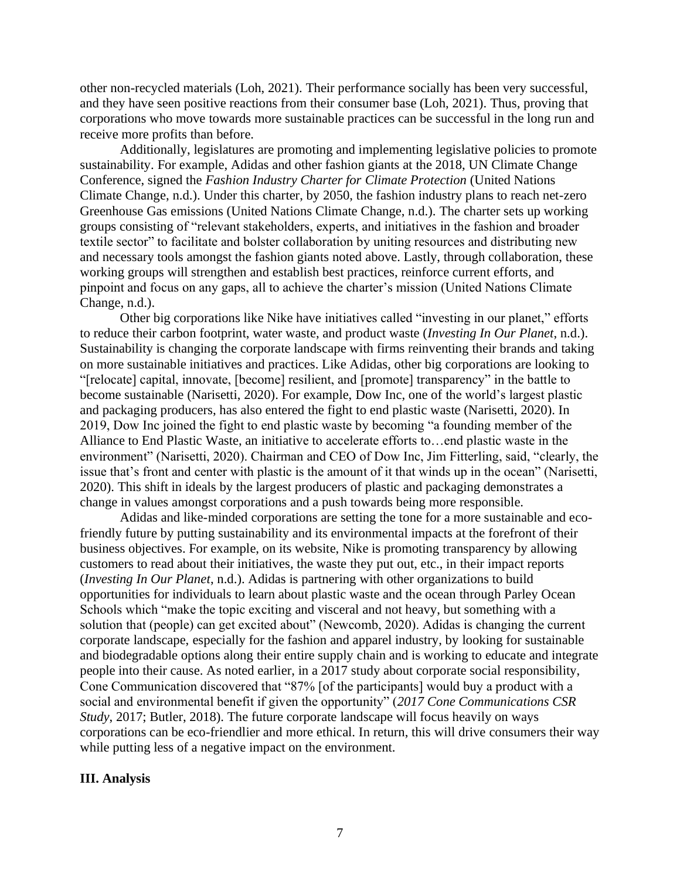other non-recycled materials (Loh, 2021). Their performance socially has been very successful, and they have seen positive reactions from their consumer base (Loh, 2021). Thus, proving that corporations who move towards more sustainable practices can be successful in the long run and receive more profits than before.

Additionally, legislatures are promoting and implementing legislative policies to promote sustainability. For example, Adidas and other fashion giants at the 2018, UN Climate Change Conference, signed the *Fashion Industry Charter for Climate Protection* (United Nations Climate Change, n.d.). Under this charter, by 2050, the fashion industry plans to reach net-zero Greenhouse Gas emissions (United Nations Climate Change, n.d.). The charter sets up working groups consisting of "relevant stakeholders, experts, and initiatives in the fashion and broader textile sector" to facilitate and bolster collaboration by uniting resources and distributing new and necessary tools amongst the fashion giants noted above. Lastly, through collaboration, these working groups will strengthen and establish best practices, reinforce current efforts, and pinpoint and focus on any gaps, all to achieve the charter's mission (United Nations Climate Change, n.d.).

Other big corporations like Nike have initiatives called "investing in our planet," efforts to reduce their carbon footprint, water waste, and product waste (*Investing In Our Planet*, n.d.). Sustainability is changing the corporate landscape with firms reinventing their brands and taking on more sustainable initiatives and practices. Like Adidas, other big corporations are looking to "[relocate] capital, innovate, [become] resilient, and [promote] transparency" in the battle to become sustainable (Narisetti, 2020). For example, Dow Inc, one of the world's largest plastic and packaging producers, has also entered the fight to end plastic waste (Narisetti, 2020). In 2019, Dow Inc joined the fight to end plastic waste by becoming "a founding member of the Alliance to End Plastic Waste, an initiative to accelerate efforts to…end plastic waste in the environment" (Narisetti, 2020). Chairman and CEO of Dow Inc, Jim Fitterling, said, "clearly, the issue that's front and center with plastic is the amount of it that winds up in the ocean" (Narisetti, 2020). This shift in ideals by the largest producers of plastic and packaging demonstrates a change in values amongst corporations and a push towards being more responsible.

Adidas and like-minded corporations are setting the tone for a more sustainable and eco-friendly future by putting sustainability and its environmental impacts at the forefront of their business objectives. For example, on its website, Nike is promoting transparency by allowing customers to read about their initiatives, the waste they put out, etc., in their impact reports (*Investing In Our Planet*, n.d.). Adidas is partnering with other organizations to build opportunities for individuals to learn about plastic waste and the ocean through Parley Ocean Schools which "make the topic exciting and visceral and not heavy, but something with a solution that (people) can get excited about" (Newcomb, 2020). Adidas is changing the current corporate landscape, especially for the fashion and apparel industry, by looking for sustainable and biodegradable options along their entire supply chain and is working to educate and integrate people into their cause. As noted earlier, in a 2017 study about corporate social responsibility, Cone Communication discovered that "87% [of the participants] would buy a product with a social and environmental benefit if given the opportunity" (*2017 Cone Communications CSR Study*, 2017; Butler, 2018). The future corporate landscape will focus heavily on ways corporations can be eco-friendlier and more ethical. In return, this will drive consumers their way while putting less of a negative impact on the environment.

## III. Analysis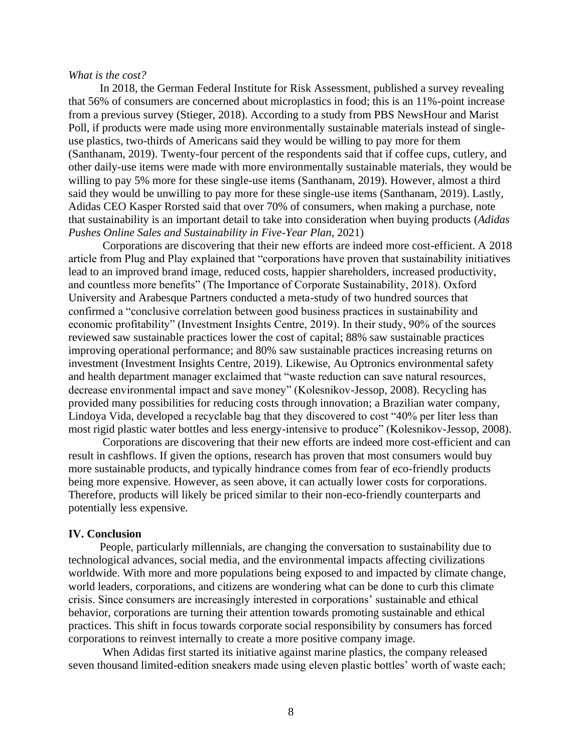*What is the cost?*

In 2018, the German Federal Institute for Risk Assessment, published a survey revealing that 56% of consumers are concerned about microplastics in food; this is an 11%-point increase from a previous survey (Stieger, 2018). According to a study from PBS NewsHour and Marist Poll, if products were made using more environmentally sustainable materials instead of single-use plastics, two-thirds of Americans said they would be willing to pay more for them (Santhanam, 2019). Twenty-four percent of the respondents said that if coffee cups, cutlery, and other daily-use items were made with more environmentally sustainable materials, they would be willing to pay 5% more for these single-use items (Santhanam, 2019). However, almost a third said they would be unwilling to pay more for these single-use items (Santhanam, 2019). Lastly, Adidas CEO Kasper Rorsted said that over 70% of consumers, when making a purchase, note that sustainability is an important detail to take into consideration when buying products (*Adidas Pushes Online Sales and Sustainability in Five-Year Plan*, 2021)

Corporations are discovering that their new efforts are indeed more cost-efficient. A 2018 article from Plug and Play explained that "corporations have proven that sustainability initiatives lead to an improved brand image, reduced costs, happier shareholders, increased productivity, and countless more benefits" (The Importance of Corporate Sustainability, 2018). Oxford University and Arabesque Partners conducted a meta-study of two hundred sources that confirmed a "conclusive correlation between good business practices in sustainability and economic profitability" (Investment Insights Centre, 2019). In their study, 90% of the sources reviewed saw sustainable practices lower the cost of capital; 88% saw sustainable practices improving operational performance; and 80% saw sustainable practices increasing returns on investment (Investment Insights Centre, 2019). Likewise, Au Optronics environmental safety and health department manager exclaimed that "waste reduction can save natural resources, decrease environmental impact and save money" (Kolesnikov-Jessop, 2008). Recycling has provided many possibilities for reducing costs through innovation; a Brazilian water company, Lindoya Vida, developed a recyclable bag that they discovered to cost "40% per liter less than most rigid plastic water bottles and less energy-intensive to produce" (Kolesnikov-Jessop, 2008).

Corporations are discovering that their new efforts are indeed more cost-efficient and can result in cashflows. If given the options, research has proven that most consumers would buy more sustainable products, and typically hindrance comes from fear of eco-friendly products being more expensive. However, as seen above, it can actually lower costs for corporations. Therefore, products will likely be priced similar to their non-eco-friendly counterparts and potentially less expensive.

## IV. Conclusion

People, particularly millennials, are changing the conversation to sustainability due to technological advances, social media, and the environmental impacts affecting civilizations worldwide. With more and more populations being exposed to and impacted by climate change, world leaders, corporations, and citizens are wondering what can be done to curb this climate crisis. Since consumers are increasingly interested in corporations' sustainable and ethical behavior, corporations are turning their attention towards promoting sustainable and ethical practices. This shift in focus towards corporate social responsibility by consumers has forced corporations to reinvest internally to create a more positive company image.

When Adidas first started its initiative against marine plastics, the company released seven thousand limited-edition sneakers made using eleven plastic bottles' worth of waste each;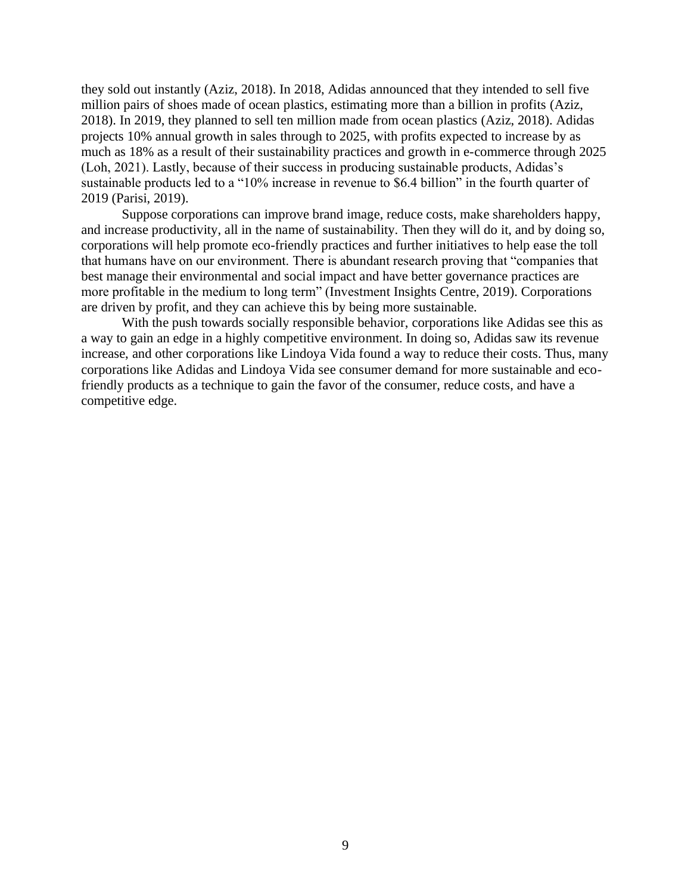they sold out instantly (Aziz, 2018). In 2018, Adidas announced that they intended to sell five million pairs of shoes made of ocean plastics, estimating more than a billion in profits (Aziz, 2018). In 2019, they planned to sell ten million made from ocean plastics (Aziz, 2018). Adidas projects 10% annual growth in sales through to 2025, with profits expected to increase by as much as 18% as a result of their sustainability practices and growth in e-commerce through 2025 (Loh, 2021). Lastly, because of their success in producing sustainable products, Adidas's sustainable products led to a "10% increase in revenue to $6.4 billion" in the fourth quarter of 2019 (Parisi, 2019).

Suppose corporations can improve brand image, reduce costs, make shareholders happy, and increase productivity, all in the name of sustainability. Then they will do it, and by doing so, corporations will help promote eco-friendly practices and further initiatives to help ease the toll that humans have on our environment. There is abundant research proving that "companies that best manage their environmental and social impact and have better governance practices are more profitable in the medium to long term" (Investment Insights Centre, 2019). Corporations are driven by profit, and they can achieve this by being more sustainable.

With the push towards socially responsible behavior, corporations like Adidas see this as a way to gain an edge in a highly competitive environment. In doing so, Adidas saw its revenue increase, and other corporations like Lindoya Vida found a way to reduce their costs. Thus, many corporations like Adidas and Lindoya Vida see consumer demand for more sustainable and eco-friendly products as a technique to gain the favor of the consumer, reduce costs, and have a competitive edge.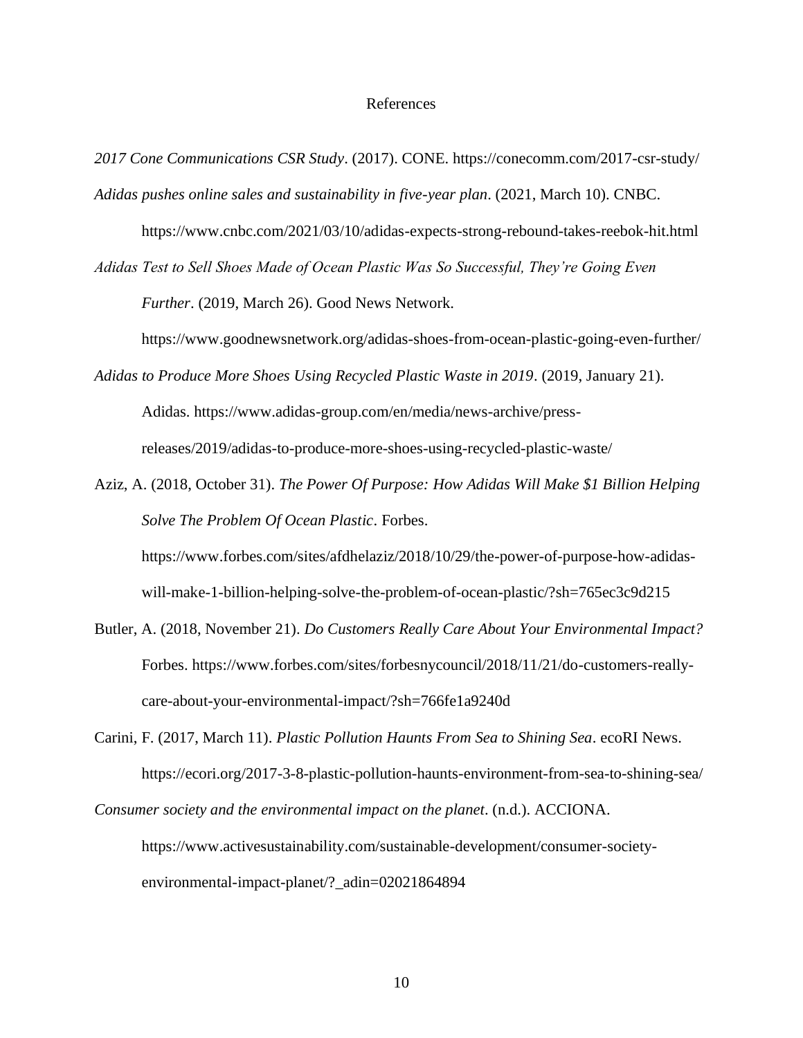# References

*2017 Cone Communications CSR Study*. (2017). CONE. https://conecomm.com/2017-csr-study/

*Adidas pushes online sales and sustainability in five-year plan*. (2021, March 10). CNBC. https://www.cnbc.com/2021/03/10/adidas-expects-strong-rebound-takes-reebok-hit.html

*Adidas Test to Sell Shoes Made of Ocean Plastic Was So Successful, They're Going Even Further*. (2019, March 26). Good News Network. https://www.goodnewsnetwork.org/adidas-shoes-from-ocean-plastic-going-even-further/

*Adidas to Produce More Shoes Using Recycled Plastic Waste in 2019*. (2019, January 21). Adidas. https://www.adidas-group.com/en/media/news-archive/press-releases/2019/adidas-to-produce-more-shoes-using-recycled-plastic-waste/

Aziz, A. (2018, October 31). *The Power Of Purpose: How Adidas Will Make $1 Billion Helping Solve The Problem Of Ocean Plastic*. Forbes. https://www.forbes.com/sites/afdhelaziz/2018/10/29/the-power-of-purpose-how-adidas-will-make-1-billion-helping-solve-the-problem-of-ocean-plastic/?sh=765ec3c9d215

Butler, A. (2018, November 21). *Do Customers Really Care About Your Environmental Impact?* Forbes. https://www.forbes.com/sites/forbesnycouncil/2018/11/21/do-customers-really-care-about-your-environmental-impact/?sh=766fe1a9240d

Carini, F. (2017, March 11). *Plastic Pollution Haunts From Sea to Shining Sea*. ecoRI News. https://ecori.org/2017-3-8-plastic-pollution-haunts-environment-from-sea-to-shining-sea/

*Consumer society and the environmental impact on the planet*. (n.d.). ACCIONA. https://www.activesustainability.com/sustainable-development/consumer-society-environmental-impact-planet/?_adin=02021864894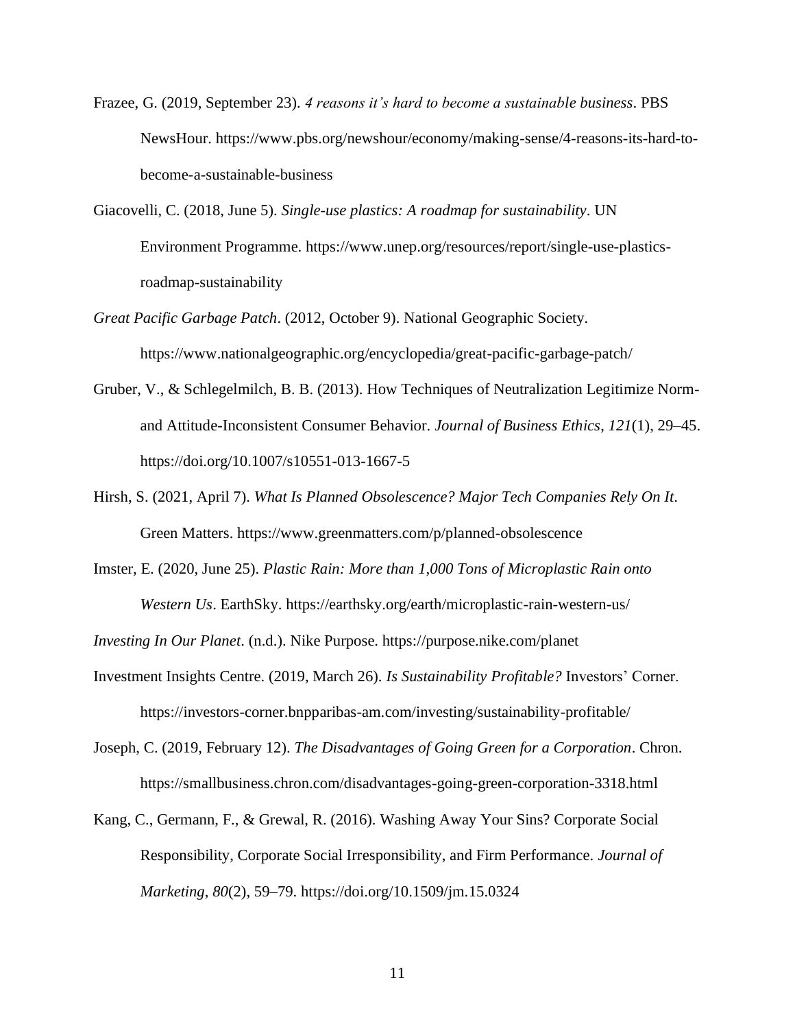Frazee, G. (2019, September 23). *4 reasons it's hard to become a sustainable business*. PBS NewsHour. https://www.pbs.org/newshour/economy/making-sense/4-reasons-its-hard-to-become-a-sustainable-business

Giacovelli, C. (2018, June 5). *Single-use plastics: A roadmap for sustainability*. UN Environment Programme. https://www.unep.org/resources/report/single-use-plastics-roadmap-sustainability

*Great Pacific Garbage Patch*. (2012, October 9). National Geographic Society. https://www.nationalgeographic.org/encyclopedia/great-pacific-garbage-patch/

Gruber, V., & Schlegelmilch, B. B. (2013). How Techniques of Neutralization Legitimize Norm- and Attitude-Inconsistent Consumer Behavior. *Journal of Business Ethics*, *121*(1), 29–45. https://doi.org/10.1007/s10551-013-1667-5

Hirsh, S. (2021, April 7). *What Is Planned Obsolescence? Major Tech Companies Rely On It*. Green Matters. https://www.greenmatters.com/p/planned-obsolescence

Imster, E. (2020, June 25). *Plastic Rain: More than 1,000 Tons of Microplastic Rain onto Western Us*. EarthSky. https://earthsky.org/earth/microplastic-rain-western-us/

*Investing In Our Planet*. (n.d.). Nike Purpose. https://purpose.nike.com/planet

Investment Insights Centre. (2019, March 26). *Is Sustainability Profitable?* Investors' Corner. https://investors-corner.bnpparibas-am.com/investing/sustainability-profitable/

Joseph, C. (2019, February 12). *The Disadvantages of Going Green for a Corporation*. Chron. https://smallbusiness.chron.com/disadvantages-going-green-corporation-3318.html

Kang, C., Germann, F., & Grewal, R. (2016). Washing Away Your Sins? Corporate Social Responsibility, Corporate Social Irresponsibility, and Firm Performance. *Journal of Marketing*, *80*(2), 59–79. https://doi.org/10.1509/jm.15.0324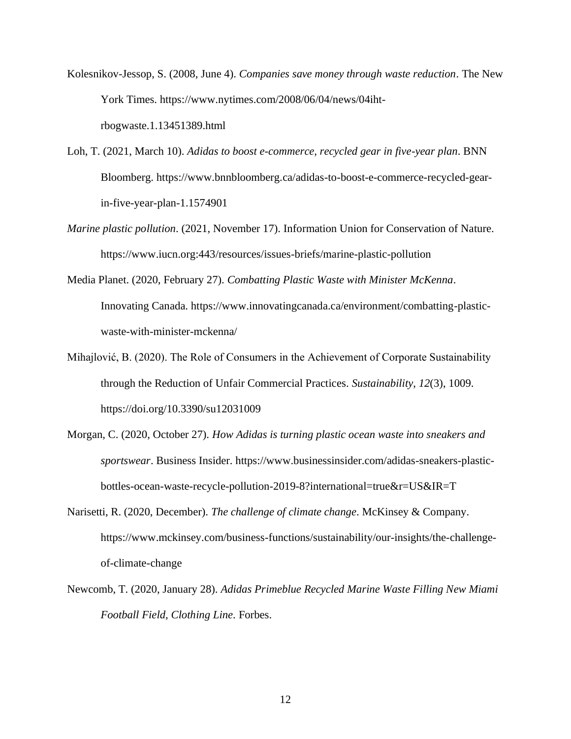Kolesnikov-Jessop, S. (2008, June 4). *Companies save money through waste reduction*. The New York Times. https://www.nytimes.com/2008/06/04/news/04iht-rbogwaste.1.13451389.html

Loh, T. (2021, March 10). *Adidas to boost e-commerce, recycled gear in five-year plan*. BNN Bloomberg. https://www.bnnbloomberg.ca/adidas-to-boost-e-commerce-recycled-gear-in-five-year-plan-1.1574901

*Marine plastic pollution*. (2021, November 17). Information Union for Conservation of Nature. https://www.iucn.org:443/resources/issues-briefs/marine-plastic-pollution

Media Planet. (2020, February 27). *Combatting Plastic Waste with Minister McKenna*. Innovating Canada. https://www.innovatingcanada.ca/environment/combatting-plastic-waste-with-minister-mckenna/

Mihajlović, B. (2020). The Role of Consumers in the Achievement of Corporate Sustainability through the Reduction of Unfair Commercial Practices. *Sustainability*, *12*(3), 1009. https://doi.org/10.3390/su12031009

Morgan, C. (2020, October 27). *How Adidas is turning plastic ocean waste into sneakers and sportswear*. Business Insider. https://www.businessinsider.com/adidas-sneakers-plastic-bottles-ocean-waste-recycle-pollution-2019-8?international=true&r=US&IR=T

Narisetti, R. (2020, December). *The challenge of climate change*. McKinsey & Company. https://www.mckinsey.com/business-functions/sustainability/our-insights/the-challenge-of-climate-change

Newcomb, T. (2020, January 28). *Adidas Primeblue Recycled Marine Waste Filling New Miami Football Field, Clothing Line*. Forbes.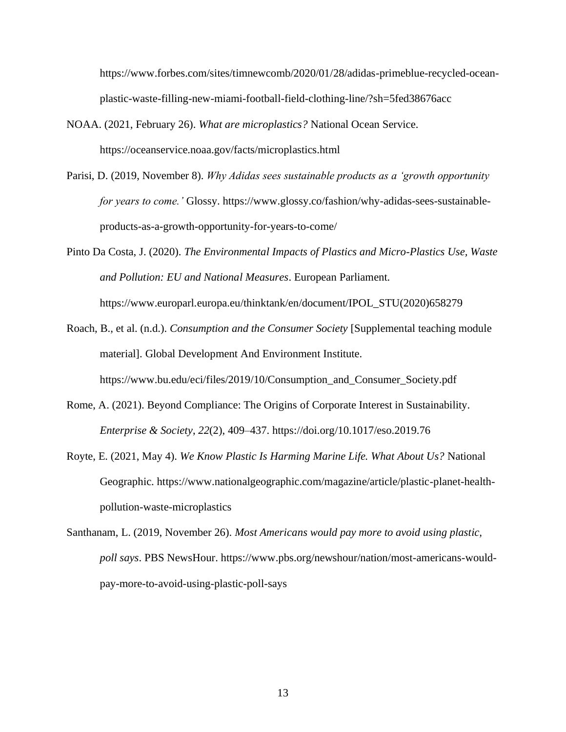https://www.forbes.com/sites/timnewcomb/2020/01/28/adidas-primeblue-recycled-ocean-plastic-waste-filling-new-miami-football-field-clothing-line/?sh=5fed38676acc

NOAA. (2021, February 26). *What are microplastics?* National Ocean Service. https://oceanservice.noaa.gov/facts/microplastics.html

Parisi, D. (2019, November 8). *Why Adidas sees sustainable products as a 'growth opportunity for years to come.'* Glossy. https://www.glossy.co/fashion/why-adidas-sees-sustainable-products-as-a-growth-opportunity-for-years-to-come/

Pinto Da Costa, J. (2020). *The Environmental Impacts of Plastics and Micro-Plastics Use, Waste and Pollution: EU and National Measures*. European Parliament. https://www.europarl.europa.eu/thinktank/en/document/IPOL_STU(2020)658279

Roach, B., et al. (n.d.). *Consumption and the Consumer Society* [Supplemental teaching module material]. Global Development And Environment Institute. https://www.bu.edu/eci/files/2019/10/Consumption_and_Consumer_Society.pdf

Rome, A. (2021). Beyond Compliance: The Origins of Corporate Interest in Sustainability. *Enterprise & Society*, *22*(2), 409–437. https://doi.org/10.1017/eso.2019.76

Royte, E. (2021, May 4). *We Know Plastic Is Harming Marine Life. What About Us?* National Geographic. https://www.nationalgeographic.com/magazine/article/plastic-planet-health-pollution-waste-microplastics

Santhanam, L. (2019, November 26). *Most Americans would pay more to avoid using plastic, poll says*. PBS NewsHour. https://www.pbs.org/newshour/nation/most-americans-would-pay-more-to-avoid-using-plastic-poll-says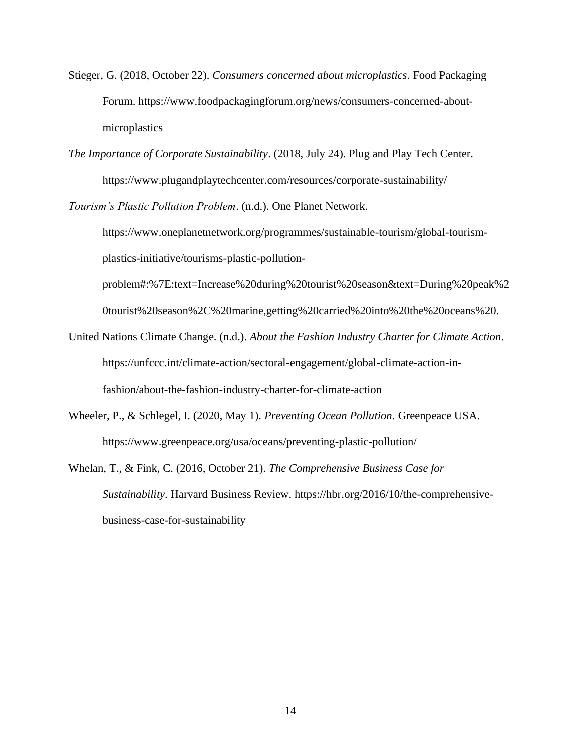Stieger, G. (2018, October 22). *Consumers concerned about microplastics*. Food Packaging Forum. https://www.foodpackagingforum.org/news/consumers-concerned-about-microplastics

*The Importance of Corporate Sustainability*. (2018, July 24). Plug and Play Tech Center. https://www.plugandplaytechcenter.com/resources/corporate-sustainability/

*Tourism's Plastic Pollution Problem*. (n.d.). One Planet Network. https://www.oneplanetnetwork.org/programmes/sustainable-tourism/global-tourism-plastics-initiative/tourisms-plastic-pollution-problem#:%7E:text=Increase%20during%20tourist%20season&text=During%20peak%20tourist%20season%2C%20marine,getting%20carried%20into%20the%20oceans%20.

United Nations Climate Change. (n.d.). *About the Fashion Industry Charter for Climate Action*. https://unfccc.int/climate-action/sectoral-engagement/global-climate-action-in-fashion/about-the-fashion-industry-charter-for-climate-action

Wheeler, P., & Schlegel, I. (2020, May 1). *Preventing Ocean Pollution*. Greenpeace USA. https://www.greenpeace.org/usa/oceans/preventing-plastic-pollution/

Whelan, T., & Fink, C. (2016, October 21). *The Comprehensive Business Case for Sustainability*. Harvard Business Review. https://hbr.org/2016/10/the-comprehensive-business-case-for-sustainability